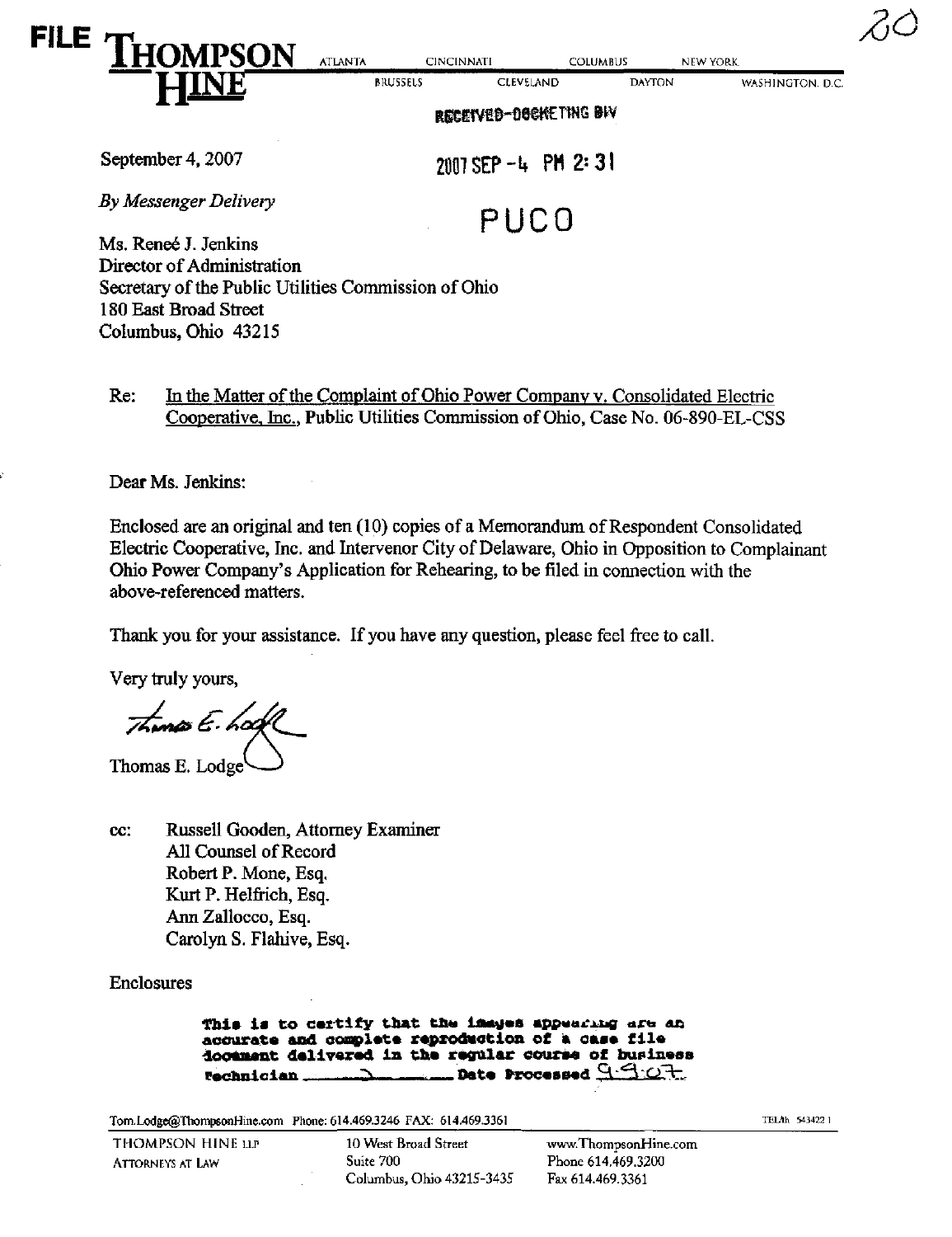FILE **THOMPSON HINE**

ATLANTA CINCINNATI COLUMBUS NEW YORK
BRUSSELS CLEVELAND DAYTON WASHINGTON, D.C.

RECEIVED-DOCKETING DIV

2007 SEP -4 PM 2:31

PUCO

September 4, 2007

*By Messenger Delivery*

Ms. Reneé J. Jenkins
Director of Administration
Secretary of the Public Utilities Commission of Ohio
180 East Broad Street
Columbus, Ohio 43215

Re: In the Matter of the Complaint of Ohio Power Company v. Consolidated Electric Cooperative, Inc., Public Utilities Commission of Ohio, Case No. 06-890-EL-CSS

Dear Ms. Jenkins:

Enclosed are an original and ten (10) copies of a Memorandum of Respondent Consolidated Electric Cooperative, Inc. and Intervenor City of Delaware, Ohio in Opposition to Complainant Ohio Power Company's Application for Rehearing, to be filed in connection with the above-referenced matters.

Thank you for your assistance. If you have any question, please feel free to call.

Very truly yours,

Thomas E. Lodge

cc: Russell Gooden, Attorney Examiner
All Counsel of Record
Robert P. Mone, Esq.
Kurt P. Helfrich, Esq.
Ann Zallocco, Esq.
Carolyn S. Flahive, Esq.

Enclosures

This is to certify that the images appearing are an accurate and complete reproduction of a case file document delivered in the regular course of business
Technician ______ Date Processed 9-9-07

Tom.Lodge@ThompsonHine.com Phone: 614.469.3246 FAX: 614.469.3361

TEL/lh 543422.1

THOMPSON HINE LLP
ATTORNEYS AT LAW

10 West Broad Street
Suite 700
Columbus, Ohio 43215-3435

www.ThompsonHine.com
Phone 614.469.3200
Fax 614.469.3361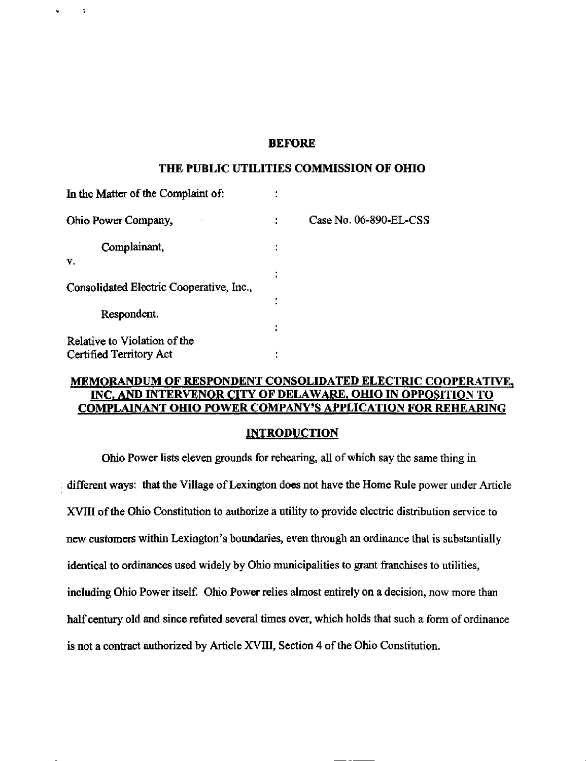**BEFORE**

**THE PUBLIC UTILITIES COMMISSION OF OHIO**

| | | |
|---|---|---|
| In the Matter of the Complaint of: | : | |
| Ohio Power Company, | : | Case No. 06-890-EL-CSS |
| Complainant, | : | |
| v. | : | |
| Consolidated Electric Cooperative, Inc., | : | |
| Respondent. | : | |
| Relative to Violation of the Certified Territory Act | : | |

**MEMORANDUM OF RESPONDENT CONSOLIDATED ELECTRIC COOPERATIVE, INC. AND INTERVENOR CITY OF DELAWARE, OHIO IN OPPOSITION TO COMPLAINANT OHIO POWER COMPANY'S APPLICATION FOR REHEARING**

**INTRODUCTION**

Ohio Power lists eleven grounds for rehearing, all of which say the same thing in different ways: that the Village of Lexington does not have the Home Rule power under Article XVIII of the Ohio Constitution to authorize a utility to provide electric distribution service to new customers within Lexington's boundaries, even through an ordinance that is substantially identical to ordinances used widely by Ohio municipalities to grant franchises to utilities, including Ohio Power itself. Ohio Power relies almost entirely on a decision, now more than half century old and since refuted several times over, which holds that such a form of ordinance is not a contract authorized by Article XVIII, Section 4 of the Ohio Constitution.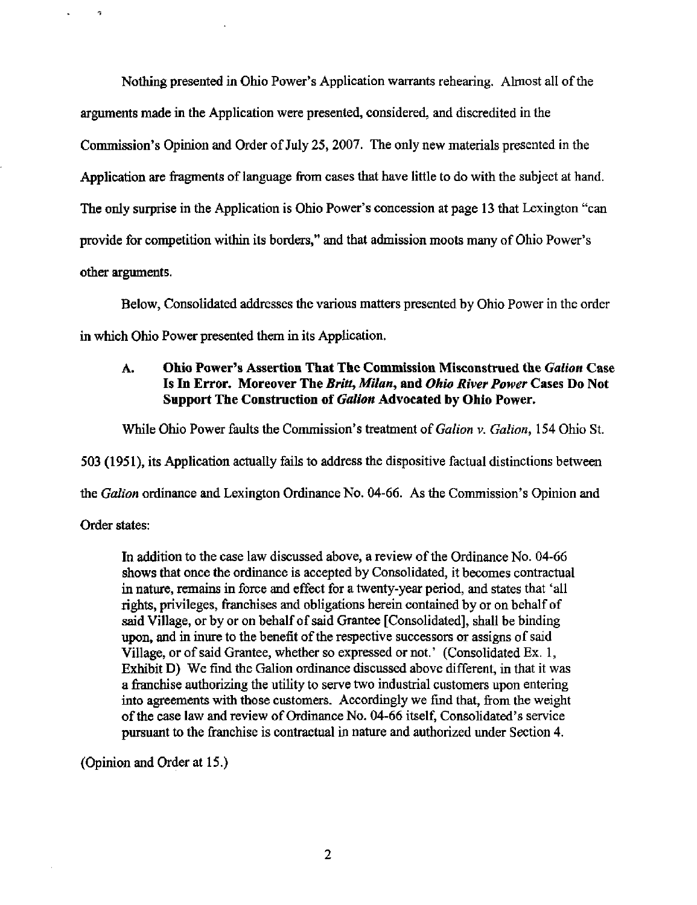Nothing presented in Ohio Power's Application warrants rehearing. Almost all of the arguments made in the Application were presented, considered, and discredited in the Commission's Opinion and Order of July 25, 2007. The only new materials presented in the Application are fragments of language from cases that have little to do with the subject at hand. The only surprise in the Application is Ohio Power's concession at page 13 that Lexington "can provide for competition within its borders," and that admission moots many of Ohio Power's other arguments.

Below, Consolidated addresses the various matters presented by Ohio Power in the order in which Ohio Power presented them in its Application.

### A. Ohio Power's Assertion That The Commission Misconstrued the *Galion* Case Is In Error. Moreover The *Britt*, *Milan*, and *Ohio River Power* Cases Do Not Support The Construction of *Galion* Advocated by Ohio Power.

While Ohio Power faults the Commission's treatment of *Galion v. Galion*, 154 Ohio St. 503 (1951), its Application actually fails to address the dispositive factual distinctions between the *Galion* ordinance and Lexington Ordinance No. 04-66. As the Commission's Opinion and Order states:

> In addition to the case law discussed above, a review of the Ordinance No. 04-66 shows that once the ordinance is accepted by Consolidated, it becomes contractual in nature, remains in force and effect for a twenty-year period, and states that 'all rights, privileges, franchises and obligations herein contained by or on behalf of said Village, or by or on behalf of said Grantee [Consolidated], shall be binding upon, and in inure to the benefit of the respective successors or assigns of said Village, or of said Grantee, whether so expressed or not.' (Consolidated Ex. 1, Exhibit D) We find the Galion ordinance discussed above different, in that it was a franchise authorizing the utility to serve two industrial customers upon entering into agreements with those customers. Accordingly we find that, from the weight of the case law and review of Ordinance No. 04-66 itself, Consolidated's service pursuant to the franchise is contractual in nature and authorized under Section 4.

(Opinion and Order at 15.)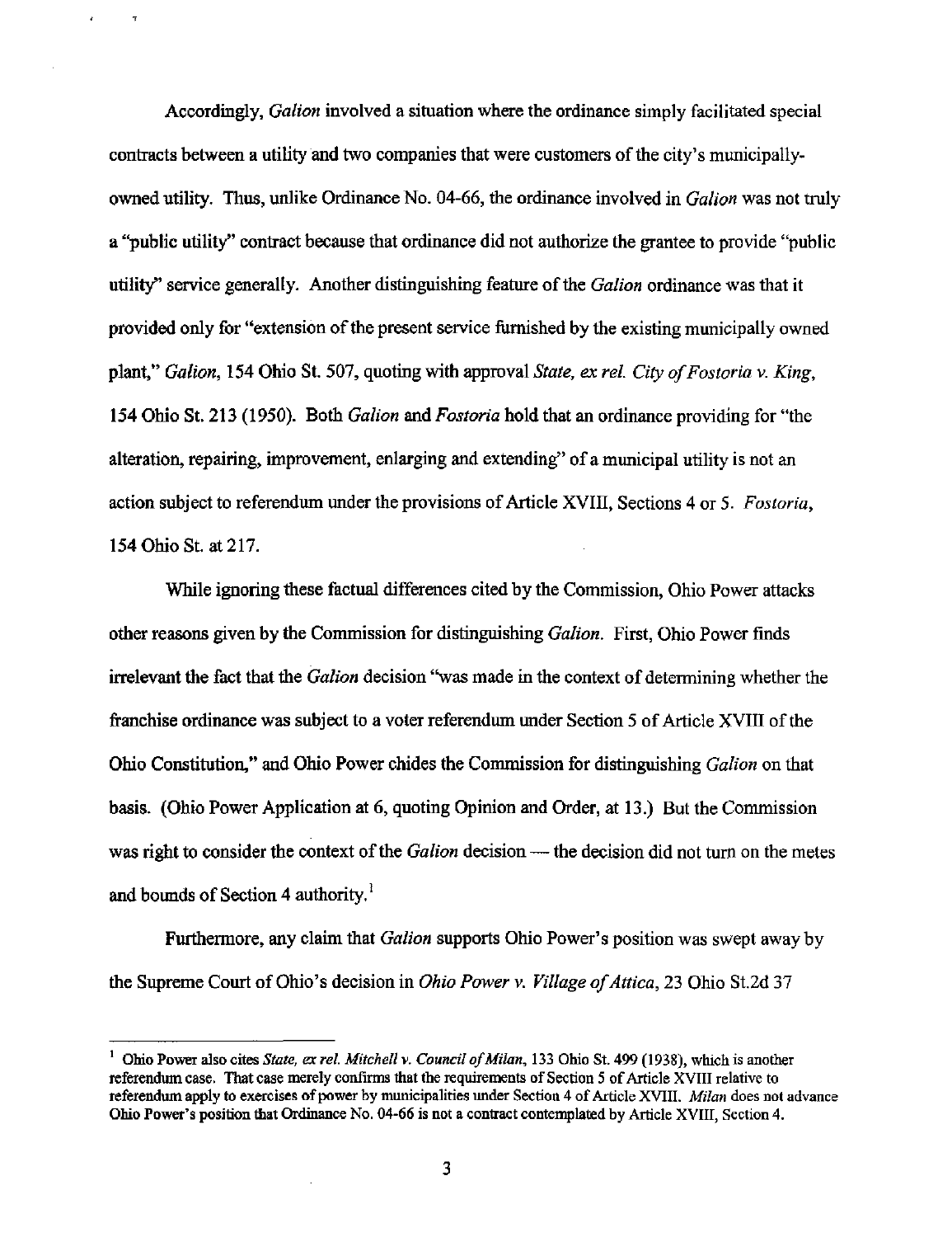Accordingly, *Galion* involved a situation where the ordinance simply facilitated special contracts between a utility and two companies that were customers of the city's municipally-owned utility. Thus, unlike Ordinance No. 04-66, the ordinance involved in *Galion* was not truly a "public utility" contract because that ordinance did not authorize the grantee to provide "public utility" service generally. Another distinguishing feature of the *Galion* ordinance was that it provided only for "extension of the present service furnished by the existing municipally owned plant," *Galion*, 154 Ohio St. 507, quoting with approval *State, ex rel. City of Fostoria v. King*, 154 Ohio St. 213 (1950). Both *Galion* and *Fostoria* hold that an ordinance providing for "the alteration, repairing, improvement, enlarging and extending" of a municipal utility is not an action subject to referendum under the provisions of Article XVIII, Sections 4 or 5. *Fostoria*, 154 Ohio St. at 217.

While ignoring these factual differences cited by the Commission, Ohio Power attacks other reasons given by the Commission for distinguishing *Galion*. First, Ohio Power finds irrelevant the fact that the *Galion* decision "was made in the context of determining whether the franchise ordinance was subject to a voter referendum under Section 5 of Article XVIII of the Ohio Constitution," and Ohio Power chides the Commission for distinguishing *Galion* on that basis. (Ohio Power Application at 6, quoting Opinion and Order, at 13.) But the Commission was right to consider the context of the *Galion* decision — the decision did not turn on the metes and bounds of Section 4 authority.[1]

Furthermore, any claim that *Galion* supports Ohio Power's position was swept away by the Supreme Court of Ohio's decision in *Ohio Power v. Village of Attica*, 23 Ohio St.2d 37

---

[1] Ohio Power also cites *State, ex rel. Mitchell v. Council of Milan*, 133 Ohio St. 499 (1938), which is another referendum case. That case merely confirms that the requirements of Section 5 of Article XVIII relative to referendum apply to exercises of power by municipalities under Section 4 of Article XVIII. *Milan* does not advance Ohio Power's position that Ordinance No. 04-66 is not a contract contemplated by Article XVIII, Section 4.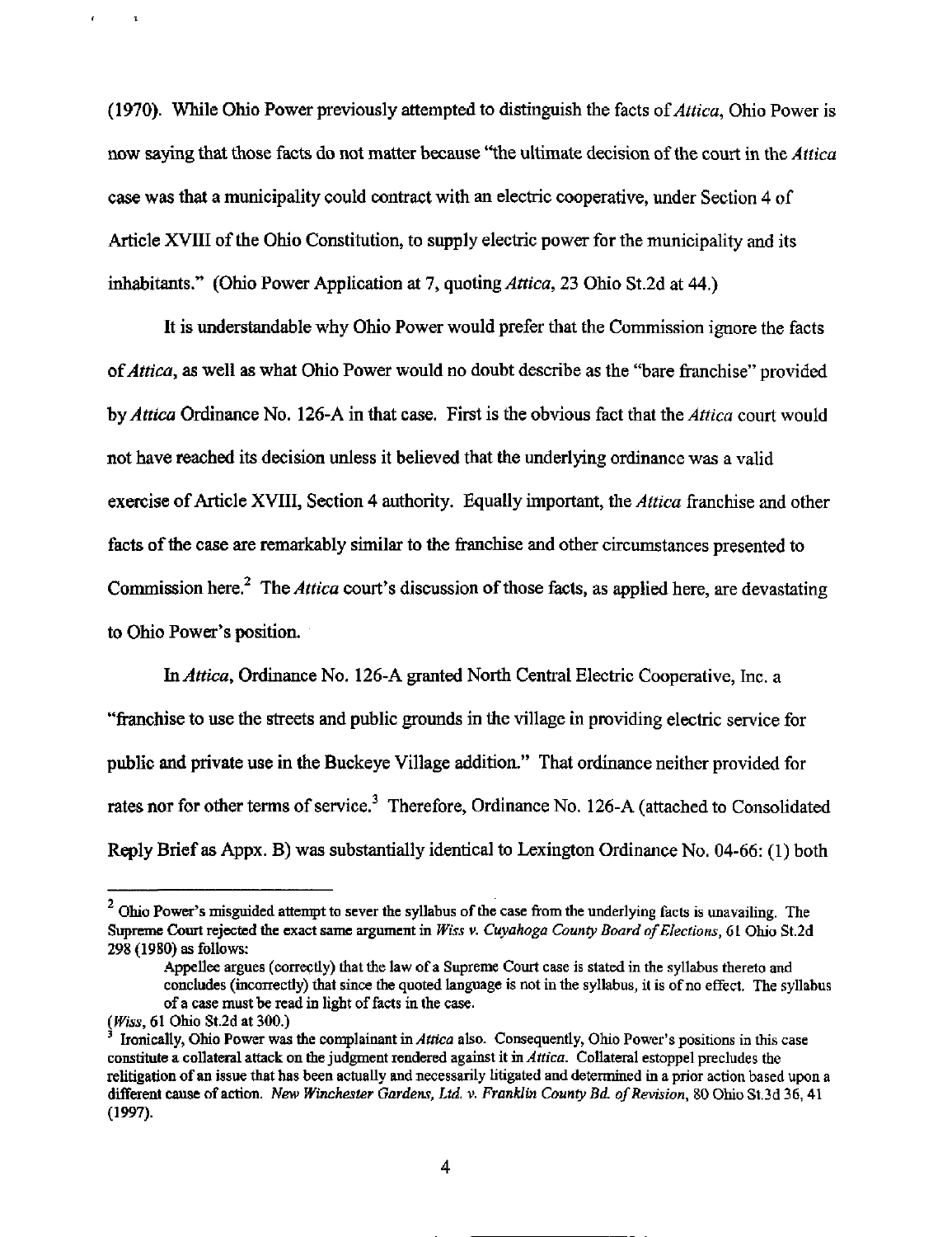(1970). While Ohio Power previously attempted to distinguish the facts of *Attica*, Ohio Power is now saying that those facts do not matter because "the ultimate decision of the court in the *Attica* case was that a municipality could contract with an electric cooperative, under Section 4 of Article XVIII of the Ohio Constitution, to supply electric power for the municipality and its inhabitants." (Ohio Power Application at 7, quoting *Attica*, 23 Ohio St.2d at 44.)

It is understandable why Ohio Power would prefer that the Commission ignore the facts of *Attica*, as well as what Ohio Power would no doubt describe as the "bare franchise" provided by *Attica* Ordinance No. 126-A in that case. First is the obvious fact that the *Attica* court would not have reached its decision unless it believed that the underlying ordinance was a valid exercise of Article XVIII, Section 4 authority. Equally important, the *Attica* franchise and other facts of the case are remarkably similar to the franchise and other circumstances presented to Commission here.[2] The *Attica* court's discussion of those facts, as applied here, are devastating to Ohio Power's position.

In *Attica*, Ordinance No. 126-A granted North Central Electric Cooperative, Inc. a "franchise to use the streets and public grounds in the village in providing electric service for public and private use in the Buckeye Village addition." That ordinance neither provided for rates nor for other terms of service.[3] Therefore, Ordinance No. 126-A (attached to Consolidated Reply Brief as Appx. B) was substantially identical to Lexington Ordinance No. 04-66: (1) both

---

[2] Ohio Power's misguided attempt to sever the syllabus of the case from the underlying facts is unavailing. The Supreme Court rejected the exact same argument in *Wiss v. Cuyahoga County Board of Elections*, 61 Ohio St.2d 298 (1980) as follows:

> Appellee argues (correctly) that the law of a Supreme Court case is stated in the syllabus thereto and concludes (incorrectly) that since the quoted language is not in the syllabus, it is of no effect. The syllabus of a case must be read in light of facts in the case.

(*Wiss*, 61 Ohio St.2d at 300.)

[3] Ironically, Ohio Power was the complainant in *Attica* also. Consequently, Ohio Power's positions in this case constitute a collateral attack on the judgment rendered against it in *Attica*. Collateral estoppel precludes the relitigation of an issue that has been actually and necessarily litigated and determined in a prior action based upon a different cause of action. *New Winchester Gardens, Ltd. v. Franklin County Bd. of Revision*, 80 Ohio St.3d 36, 41 (1997).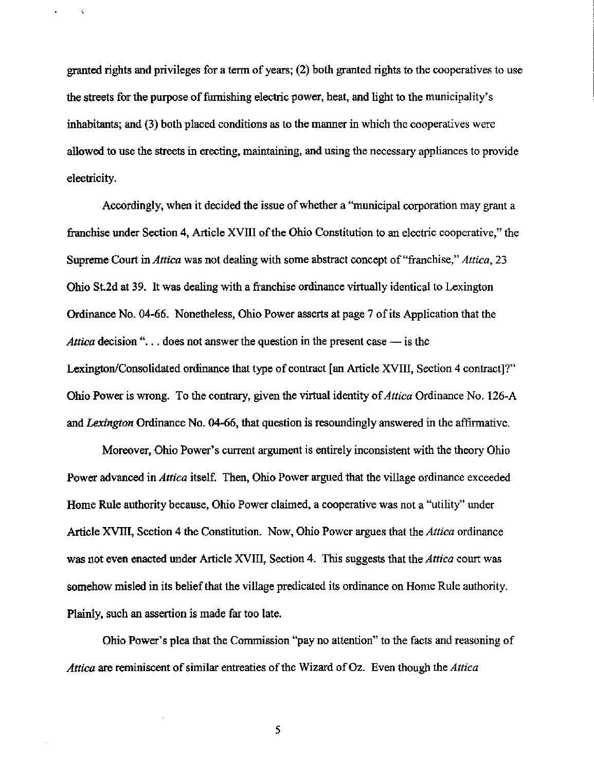granted rights and privileges for a term of years; (2) both granted rights to the cooperatives to use the streets for the purpose of furnishing electric power, heat, and light to the municipality's inhabitants; and (3) both placed conditions as to the manner in which the cooperatives were allowed to use the streets in erecting, maintaining, and using the necessary appliances to provide electricity.

Accordingly, when it decided the issue of whether a "municipal corporation may grant a franchise under Section 4, Article XVIII of the Ohio Constitution to an electric cooperative," the Supreme Court in *Attica* was not dealing with some abstract concept of "franchise," *Attica*, 23 Ohio St.2d at 39. It was dealing with a franchise ordinance virtually identical to Lexington Ordinance No. 04-66. Nonetheless, Ohio Power asserts at page 7 of its Application that the *Attica* decision ". . . does not answer the question in the present case — is the Lexington/Consolidated ordinance that type of contract [an Article XVIII, Section 4 contract]?" Ohio Power is wrong. To the contrary, given the virtual identity of *Attica* Ordinance No. 126-A and *Lexington* Ordinance No. 04-66, that question is resoundingly answered in the affirmative.

Moreover, Ohio Power's current argument is entirely inconsistent with the theory Ohio Power advanced in *Attica* itself. Then, Ohio Power argued that the village ordinance exceeded Home Rule authority because, Ohio Power claimed, a cooperative was not a "utility" under Article XVIII, Section 4 the Constitution. Now, Ohio Power argues that the *Attica* ordinance was not even enacted under Article XVIII, Section 4. This suggests that the *Attica* court was somehow misled in its belief that the village predicated its ordinance on Home Rule authority. Plainly, such an assertion is made far too late.

Ohio Power's plea that the Commission "pay no attention" to the facts and reasoning of *Attica* are reminiscent of similar entreaties of the Wizard of Oz. Even though the *Attica*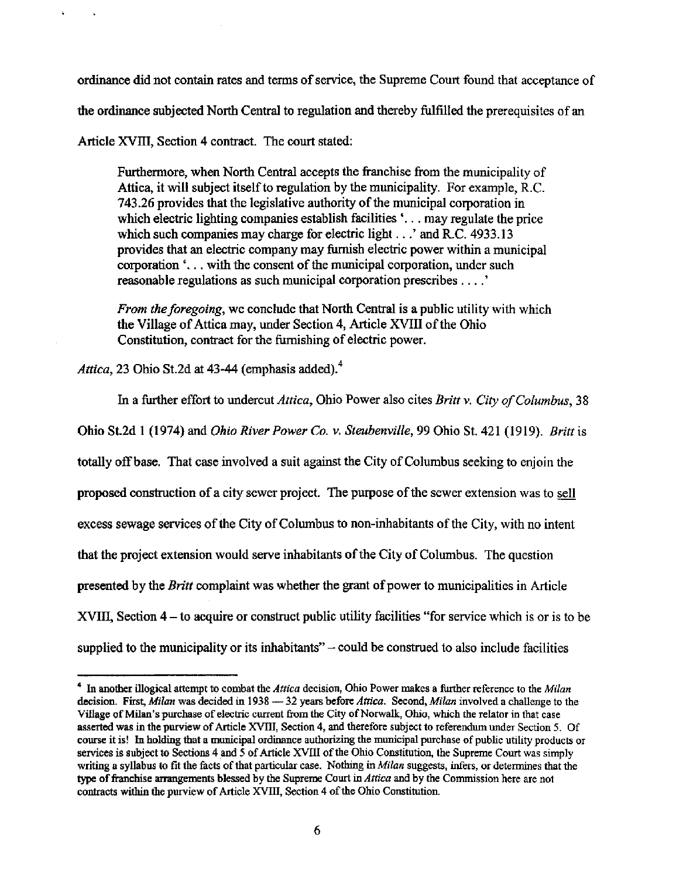ordinance did not contain rates and terms of service, the Supreme Court found that acceptance of the ordinance subjected North Central to regulation and thereby fulfilled the prerequisites of an Article XVIII, Section 4 contract. The court stated:

> Furthermore, when North Central accepts the franchise from the municipality of Attica, it will subject itself to regulation by the municipality. For example, R.C. 743.26 provides that the legislative authority of the municipal corporation in which electric lighting companies establish facilities '. . . may regulate the price which such companies may charge for electric light . . .' and R.C. 4933.13 provides that an electric company may furnish electric power within a municipal corporation '. . . with the consent of the municipal corporation, under such reasonable regulations as such municipal corporation prescribes . . . .'
>
> *From the foregoing*, we conclude that North Central is a public utility with which the Village of Attica may, under Section 4, Article XVIII of the Ohio Constitution, contract for the furnishing of electric power.

*Attica*, 23 Ohio St.2d at 43-44 (emphasis added).[4]

In a further effort to undercut *Attica*, Ohio Power also cites *Britt v. City of Columbus*, 38 Ohio St.2d 1 (1974) and *Ohio River Power Co. v. Steubenville*, 99 Ohio St. 421 (1919). *Britt* is totally off base. That case involved a suit against the City of Columbus seeking to enjoin the proposed construction of a city sewer project. The purpose of the sewer extension was to <u>sell</u> excess sewage services of the City of Columbus to non-inhabitants of the City, with no intent that the project extension would serve inhabitants of the City of Columbus. The question presented by the *Britt* complaint was whether the grant of power to municipalities in Article XVIII, Section 4 – to acquire or construct public utility facilities "for service which is or is to be supplied to the municipality or its inhabitants" – could be construed to also include facilities

---

[4] In another illogical attempt to combat the *Attica* decision, Ohio Power makes a further reference to the *Milan* decision. First, *Milan* was decided in 1938 — 32 years before *Attica*. Second, *Milan* involved a challenge to the Village of Milan's purchase of electric current from the City of Norwalk, Ohio, which the relator in that case asserted was in the purview of Article XVIII, Section 4, and therefore subject to referendum under Section 5. Of course it is! In holding that a municipal ordinance authorizing the municipal purchase of public utility products or services is subject to Sections 4 and 5 of Article XVIII of the Ohio Constitution, the Supreme Court was simply writing a syllabus to fit the facts of that particular case. Nothing in *Milan* suggests, infers, or determines that the type of franchise arrangements blessed by the Supreme Court in *Attica* and by the Commission here are not contracts within the purview of Article XVIII, Section 4 of the Ohio Constitution.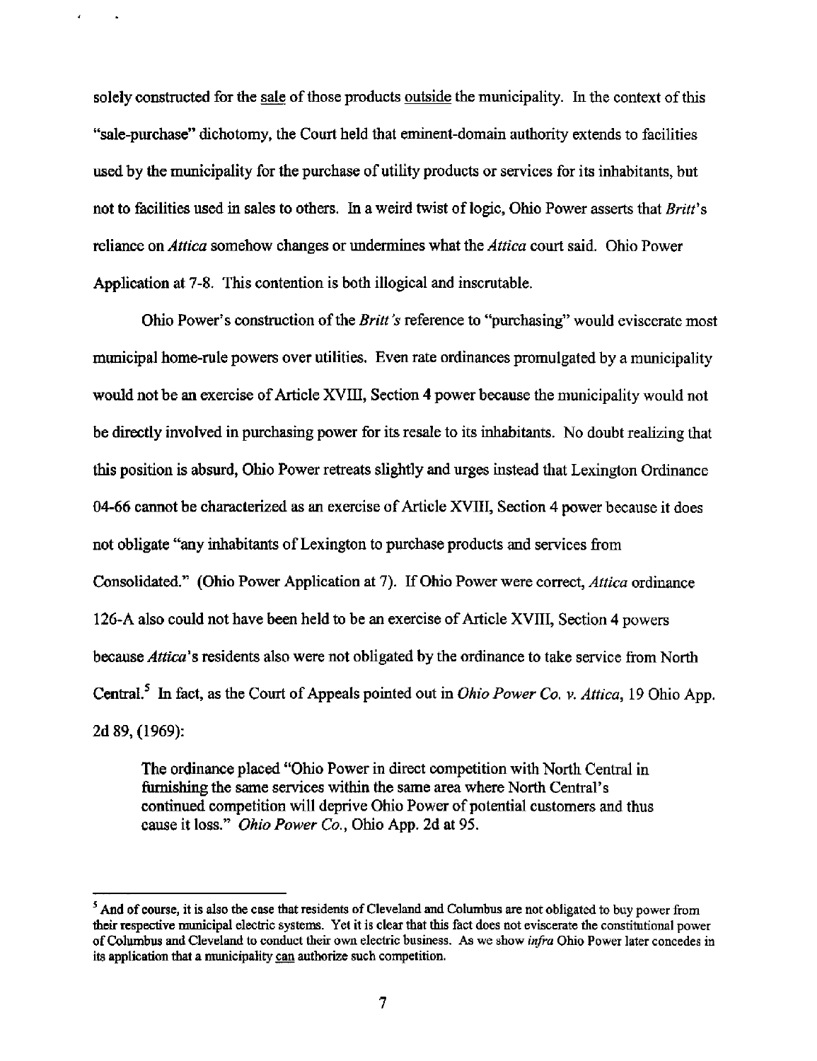solely constructed for the sale of those products outside the municipality. In the context of this "sale-purchase" dichotomy, the Court held that eminent-domain authority extends to facilities used by the municipality for the purchase of utility products or services for its inhabitants, but not to facilities used in sales to others. In a weird twist of logic, Ohio Power asserts that *Britt*'s reliance on *Attica* somehow changes or undermines what the *Attica* court said. Ohio Power Application at 7-8. This contention is both illogical and inscrutable.

Ohio Power's construction of the *Britt's* reference to "purchasing" would eviscerate most municipal home-rule powers over utilities. Even rate ordinances promulgated by a municipality would not be an exercise of Article XVIII, Section 4 power because the municipality would not be directly involved in purchasing power for its resale to its inhabitants. No doubt realizing that this position is absurd, Ohio Power retreats slightly and urges instead that Lexington Ordinance 04-66 cannot be characterized as an exercise of Article XVIII, Section 4 power because it does not obligate "any inhabitants of Lexington to purchase products and services from Consolidated." (Ohio Power Application at 7). If Ohio Power were correct, *Attica* ordinance 126-A also could not have been held to be an exercise of Article XVIII, Section 4 powers because *Attica*'s residents also were not obligated by the ordinance to take service from North Central.[5] In fact, as the Court of Appeals pointed out in *Ohio Power Co. v. Attica*, 19 Ohio App. 2d 89, (1969):

> The ordinance placed "Ohio Power in direct competition with North Central in furnishing the same services within the same area where North Central's continued competition will deprive Ohio Power of potential customers and thus cause it loss." *Ohio Power Co.*, Ohio App. 2d at 95.

---

[5] And of course, it is also the case that residents of Cleveland and Columbus are not obligated to buy power from their respective municipal electric systems. Yet it is clear that this fact does not eviscerate the constitutional power of Columbus and Cleveland to conduct their own electric business. As we show *infra* Ohio Power later concedes in its application that a municipality can authorize such competition.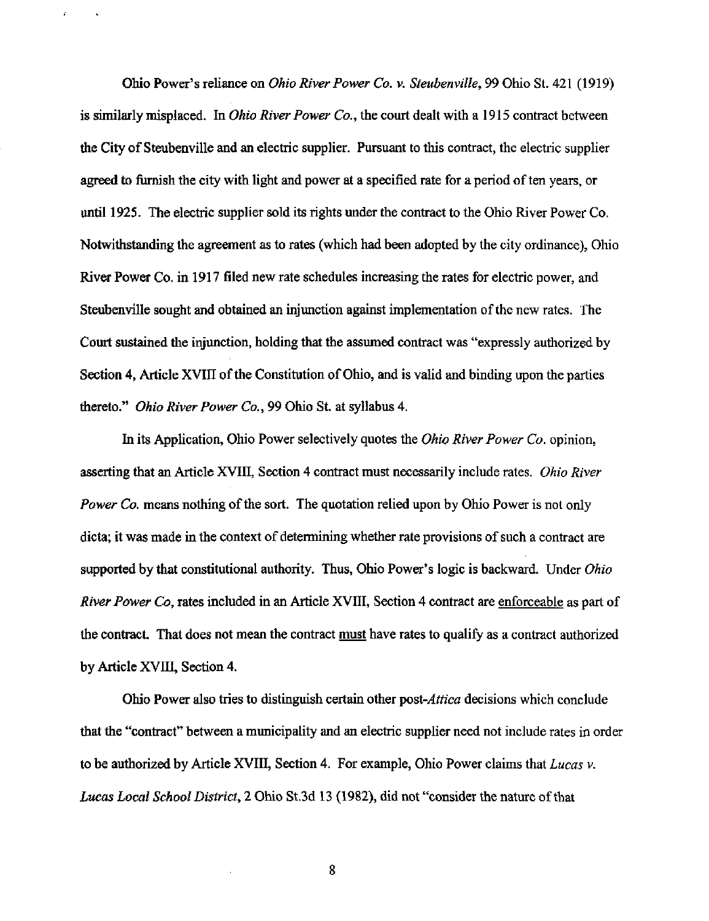Ohio Power's reliance on *Ohio River Power Co. v. Steubenville*, 99 Ohio St. 421 (1919) is similarly misplaced. In *Ohio River Power Co.*, the court dealt with a 1915 contract between the City of Steubenville and an electric supplier. Pursuant to this contract, the electric supplier agreed to furnish the city with light and power at a specified rate for a period of ten years, or until 1925. The electric supplier sold its rights under the contract to the Ohio River Power Co. Notwithstanding the agreement as to rates (which had been adopted by the city ordinance), Ohio River Power Co. in 1917 filed new rate schedules increasing the rates for electric power, and Steubenville sought and obtained an injunction against implementation of the new rates. The Court sustained the injunction, holding that the assumed contract was "expressly authorized by Section 4, Article XVIII of the Constitution of Ohio, and is valid and binding upon the parties thereto." *Ohio River Power Co.*, 99 Ohio St. at syllabus 4.

In its Application, Ohio Power selectively quotes the *Ohio River Power Co.* opinion, asserting that an Article XVIII, Section 4 contract must necessarily include rates. *Ohio River Power Co.* means nothing of the sort. The quotation relied upon by Ohio Power is not only dicta; it was made in the context of determining whether rate provisions of such a contract are supported by that constitutional authority. Thus, Ohio Power's logic is backward. Under *Ohio River Power Co*, rates included in an Article XVIII, Section 4 contract are <u>enforceable</u> as part of the contract. That does not mean the contract <u>must</u> have rates to qualify as a contract authorized by Article XVIII, Section 4.

Ohio Power also tries to distinguish certain other post-*Attica* decisions which conclude that the "contract" between a municipality and an electric supplier need not include rates in order to be authorized by Article XVIII, Section 4. For example, Ohio Power claims that *Lucas v. Lucas Local School District*, 2 Ohio St.3d 13 (1982), did not "consider the nature of that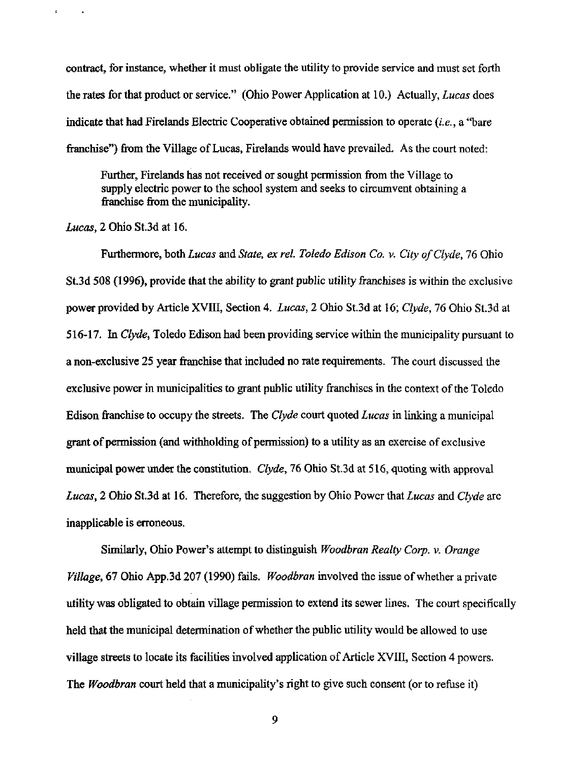contract, for instance, whether it must obligate the utility to provide service and must set forth the rates for that product or service." (Ohio Power Application at 10.) Actually, *Lucas* does indicate that had Firelands Electric Cooperative obtained permission to operate (*i.e.*, a "bare franchise") from the Village of Lucas, Firelands would have prevailed. As the court noted:

> Further, Firelands has not received or sought permission from the Village to supply electric power to the school system and seeks to circumvent obtaining a franchise from the municipality.

*Lucas*, 2 Ohio St.3d at 16.

Furthermore, both *Lucas* and *State, ex rel. Toledo Edison Co. v. City of Clyde*, 76 Ohio St.3d 508 (1996), provide that the ability to grant public utility franchises is within the exclusive power provided by Article XVIII, Section 4. *Lucas*, 2 Ohio St.3d at 16; *Clyde*, 76 Ohio St.3d at 516-17. In *Clyde*, Toledo Edison had been providing service within the municipality pursuant to a non-exclusive 25 year franchise that included no rate requirements. The court discussed the exclusive power in municipalities to grant public utility franchises in the context of the Toledo Edison franchise to occupy the streets. The *Clyde* court quoted *Lucas* in linking a municipal grant of permission (and withholding of permission) to a utility as an exercise of exclusive municipal power under the constitution. *Clyde*, 76 Ohio St.3d at 516, quoting with approval *Lucas*, 2 Ohio St.3d at 16. Therefore, the suggestion by Ohio Power that *Lucas* and *Clyde* are inapplicable is erroneous.

Similarly, Ohio Power's attempt to distinguish *Woodbran Realty Corp. v. Orange Village*, 67 Ohio App.3d 207 (1990) fails. *Woodbran* involved the issue of whether a private utility was obligated to obtain village permission to extend its sewer lines. The court specifically held that the municipal determination of whether the public utility would be allowed to use village streets to locate its facilities involved application of Article XVIII, Section 4 powers. The *Woodbran* court held that a municipality's right to give such consent (or to refuse it)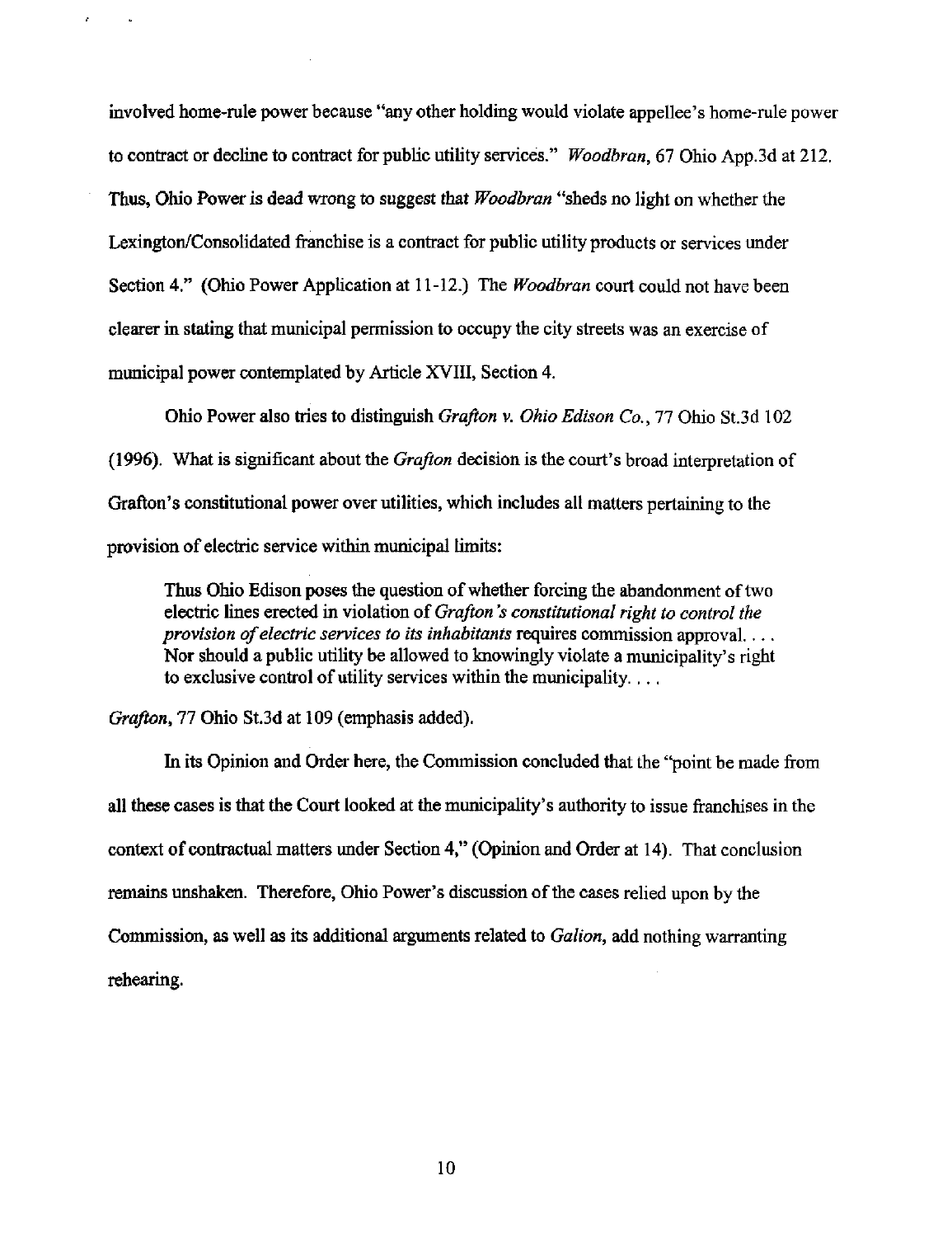involved home-rule power because "any other holding would violate appellee's home-rule power to contract or decline to contract for public utility services." *Woodbran*, 67 Ohio App.3d at 212. Thus, Ohio Power is dead wrong to suggest that *Woodbran* "sheds no light on whether the Lexington/Consolidated franchise is a contract for public utility products or services under Section 4." (Ohio Power Application at 11-12.) The *Woodbran* court could not have been clearer in stating that municipal permission to occupy the city streets was an exercise of municipal power contemplated by Article XVIII, Section 4.

Ohio Power also tries to distinguish *Grafton v. Ohio Edison Co.*, 77 Ohio St.3d 102 (1996). What is significant about the *Grafton* decision is the court's broad interpretation of Grafton's constitutional power over utilities, which includes all matters pertaining to the provision of electric service within municipal limits:

> Thus Ohio Edison poses the question of whether forcing the abandonment of two electric lines erected in violation of *Grafton's constitutional right to control the provision of electric services to its inhabitants* requires commission approval. . . . Nor should a public utility be allowed to knowingly violate a municipality's right to exclusive control of utility services within the municipality. . . .

*Grafton*, 77 Ohio St.3d at 109 (emphasis added).

In its Opinion and Order here, the Commission concluded that the "point be made from all these cases is that the Court looked at the municipality's authority to issue franchises in the context of contractual matters under Section 4," (Opinion and Order at 14). That conclusion remains unshaken. Therefore, Ohio Power's discussion of the cases relied upon by the Commission, as well as its additional arguments related to *Galion*, add nothing warranting rehearing.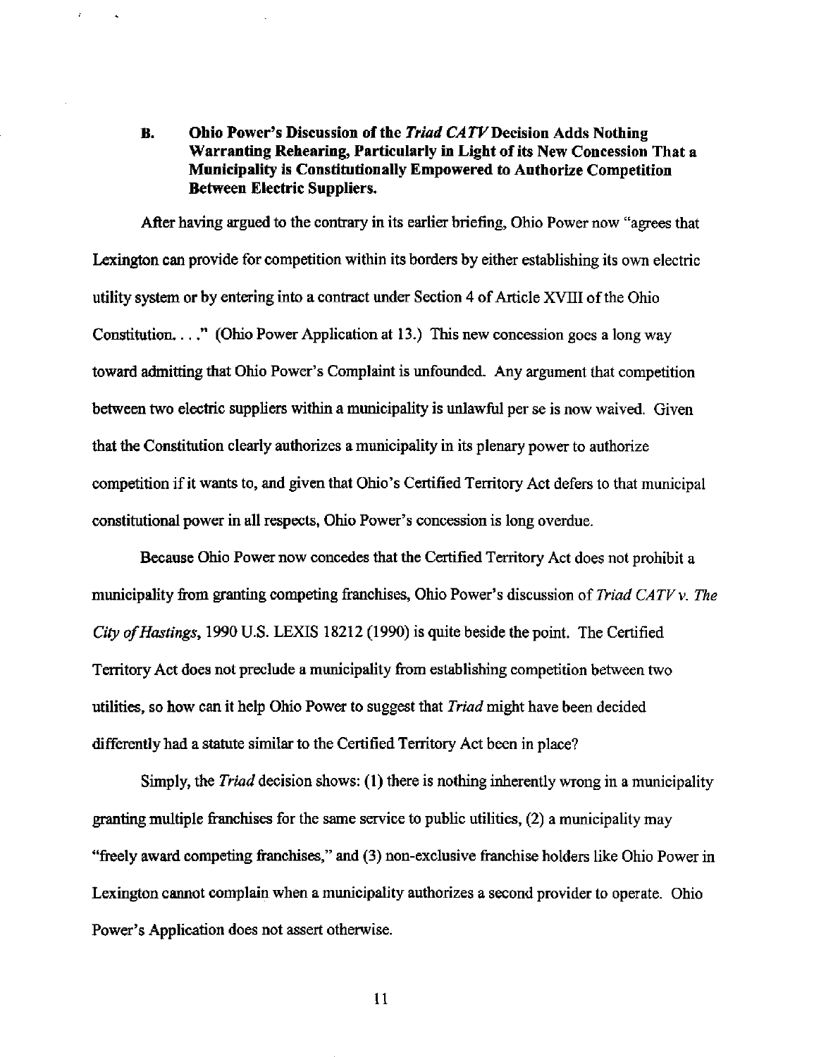## B. Ohio Power's Discussion of the *Triad CATV* Decision Adds Nothing Warranting Rehearing, Particularly in Light of its New Concession That a Municipality is Constitutionally Empowered to Authorize Competition Between Electric Suppliers.

After having argued to the contrary in its earlier briefing, Ohio Power now "agrees that Lexington can provide for competition within its borders by either establishing its own electric utility system or by entering into a contract under Section 4 of Article XVIII of the Ohio Constitution. . . ." (Ohio Power Application at 13.) This new concession goes a long way toward admitting that Ohio Power's Complaint is unfounded. Any argument that competition between two electric suppliers within a municipality is unlawful per se is now waived. Given that the Constitution clearly authorizes a municipality in its plenary power to authorize competition if it wants to, and given that Ohio's Certified Territory Act defers to that municipal constitutional power in all respects, Ohio Power's concession is long overdue.

Because Ohio Power now concedes that the Certified Territory Act does not prohibit a municipality from granting competing franchises, Ohio Power's discussion of *Triad CATV v. The City of Hastings*, 1990 U.S. LEXIS 18212 (1990) is quite beside the point. The Certified Territory Act does not preclude a municipality from establishing competition between two utilities, so how can it help Ohio Power to suggest that *Triad* might have been decided differently had a statute similar to the Certified Territory Act been in place?

Simply, the *Triad* decision shows: (1) there is nothing inherently wrong in a municipality granting multiple franchises for the same service to public utilities, (2) a municipality may "freely award competing franchises," and (3) non-exclusive franchise holders like Ohio Power in Lexington cannot complain when a municipality authorizes a second provider to operate. Ohio Power's Application does not assert otherwise.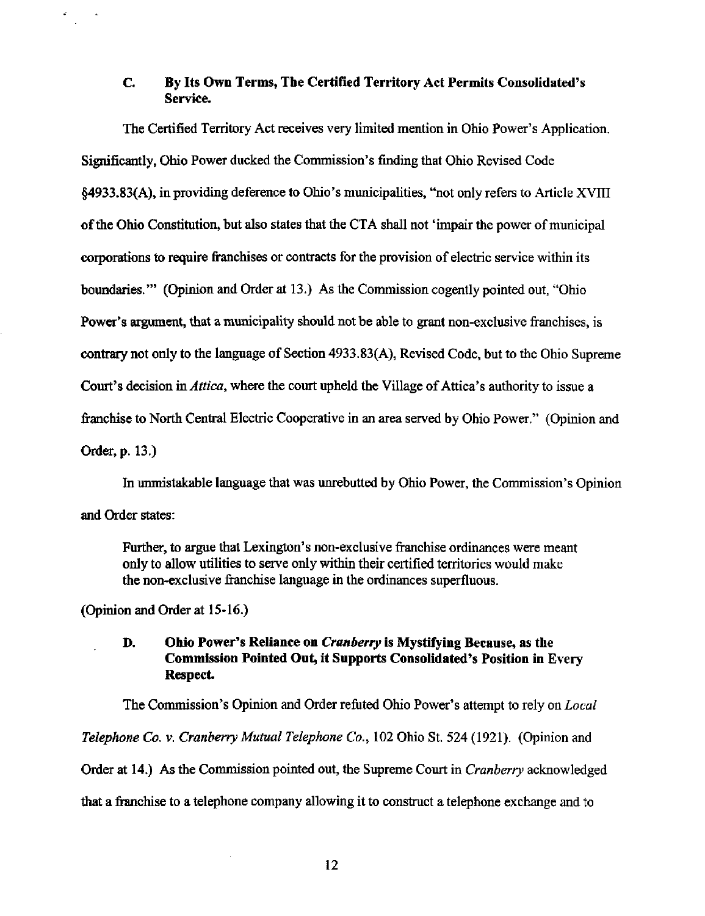### C. By Its Own Terms, The Certified Territory Act Permits Consolidated's Service.

The Certified Territory Act receives very limited mention in Ohio Power's Application. Significantly, Ohio Power ducked the Commission's finding that Ohio Revised Code §4933.83(A), in providing deference to Ohio's municipalities, "not only refers to Article XVIII of the Ohio Constitution, but also states that the CTA shall not 'impair the power of municipal corporations to require franchises or contracts for the provision of electric service within its boundaries.'" (Opinion and Order at 13.) As the Commission cogently pointed out, "Ohio Power's argument, that a municipality should not be able to grant non-exclusive franchises, is contrary not only to the language of Section 4933.83(A), Revised Code, but to the Ohio Supreme Court's decision in *Attica*, where the court upheld the Village of Attica's authority to issue a franchise to North Central Electric Cooperative in an area served by Ohio Power." (Opinion and Order, p. 13.)

In unmistakable language that was unrebutted by Ohio Power, the Commission's Opinion and Order states:

> Further, to argue that Lexington's non-exclusive franchise ordinances were meant only to allow utilities to serve only within their certified territories would make the non-exclusive franchise language in the ordinances superfluous.

(Opinion and Order at 15-16.)

### D. Ohio Power's Reliance on *Cranberry* is Mystifying Because, as the Commission Pointed Out, it Supports Consolidated's Position in Every Respect.

The Commission's Opinion and Order refuted Ohio Power's attempt to rely on *Local Telephone Co. v. Cranberry Mutual Telephone Co.*, 102 Ohio St. 524 (1921). (Opinion and Order at 14.) As the Commission pointed out, the Supreme Court in *Cranberry* acknowledged that a franchise to a telephone company allowing it to construct a telephone exchange and to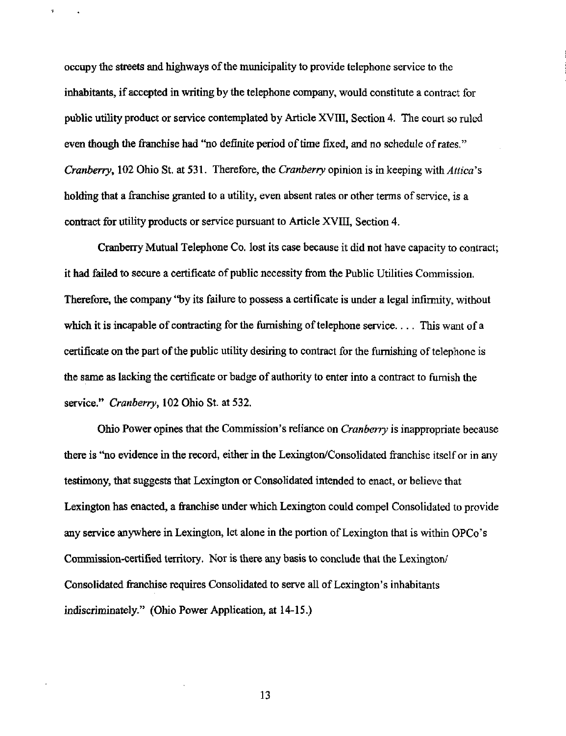occupy the streets and highways of the municipality to provide telephone service to the inhabitants, if accepted in writing by the telephone company, would constitute a contract for public utility product or service contemplated by Article XVIII, Section 4. The court so ruled even though the franchise had "no definite period of time fixed, and no schedule of rates." *Cranberry*, 102 Ohio St. at 531. Therefore, the *Cranberry* opinion is in keeping with *Attica*'s holding that a franchise granted to a utility, even absent rates or other terms of service, is a contract for utility products or service pursuant to Article XVIII, Section 4.

Cranberry Mutual Telephone Co. lost its case because it did not have capacity to contract; it had failed to secure a certificate of public necessity from the Public Utilities Commission. Therefore, the company "by its failure to possess a certificate is under a legal infirmity, without which it is incapable of contracting for the furnishing of telephone service. . . . This want of a certificate on the part of the public utility desiring to contract for the furnishing of telephone is the same as lacking the certificate or badge of authority to enter into a contract to furnish the service." *Cranberry*, 102 Ohio St. at 532.

Ohio Power opines that the Commission's reliance on *Cranberry* is inappropriate because there is "no evidence in the record, either in the Lexington/Consolidated franchise itself or in any testimony, that suggests that Lexington or Consolidated intended to enact, or believe that Lexington has enacted, a franchise under which Lexington could compel Consolidated to provide any service anywhere in Lexington, let alone in the portion of Lexington that is within OPCo's Commission-certified territory. Nor is there any basis to conclude that the Lexington/ Consolidated franchise requires Consolidated to serve all of Lexington's inhabitants indiscriminately." (Ohio Power Application, at 14-15.)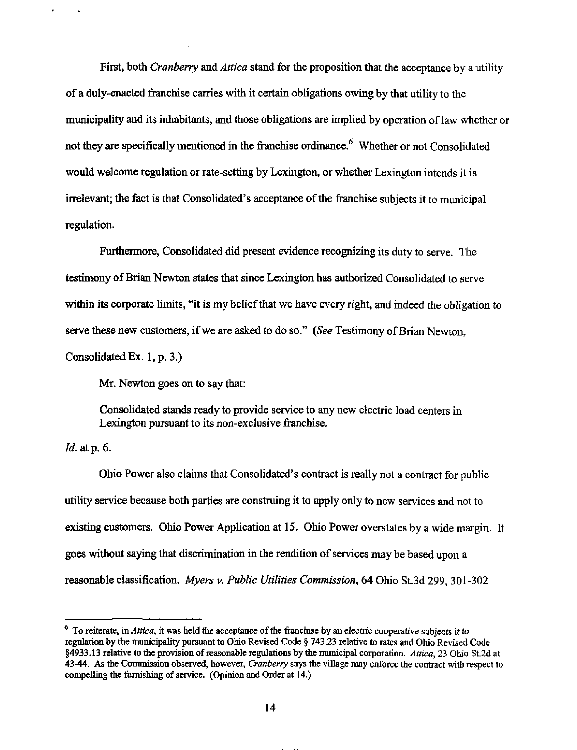First, both *Cranberry* and *Attica* stand for the proposition that the acceptance by a utility of a duly-enacted franchise carries with it certain obligations owing by that utility to the municipality and its inhabitants, and those obligations are implied by operation of law whether or not they are specifically mentioned in the franchise ordinance.[6] Whether or not Consolidated would welcome regulation or rate-setting by Lexington, or whether Lexington intends it is irrelevant; the fact is that Consolidated's acceptance of the franchise subjects it to municipal regulation.

Furthermore, Consolidated did present evidence recognizing its duty to serve. The testimony of Brian Newton states that since Lexington has authorized Consolidated to serve within its corporate limits, "it is my belief that we have every right, and indeed the obligation to serve these new customers, if we are asked to do so." (*See* Testimony of Brian Newton, Consolidated Ex. 1, p. 3.)

Mr. Newton goes on to say that:

> Consolidated stands ready to provide service to any new electric load centers in Lexington pursuant to its non-exclusive franchise.

*Id.* at p. 6.

Ohio Power also claims that Consolidated's contract is really not a contract for public utility service because both parties are construing it to apply only to new services and not to existing customers. Ohio Power Application at 15. Ohio Power overstates by a wide margin. It goes without saying that discrimination in the rendition of services may be based upon a reasonable classification. *Myers v. Public Utilities Commission*, 64 Ohio St.3d 299, 301-302

---

[6] To reiterate, in *Attica*, it was held the acceptance of the franchise by an electric cooperative subjects it to regulation by the municipality pursuant to Ohio Revised Code § 743.23 relative to rates and Ohio Revised Code §4933.13 relative to the provision of reasonable regulations by the municipal corporation. *Attica*, 23 Ohio St.2d at 43-44. As the Commission observed, however, *Cranberry* says the village may enforce the contract with respect to compelling the furnishing of service. (Opinion and Order at 14.)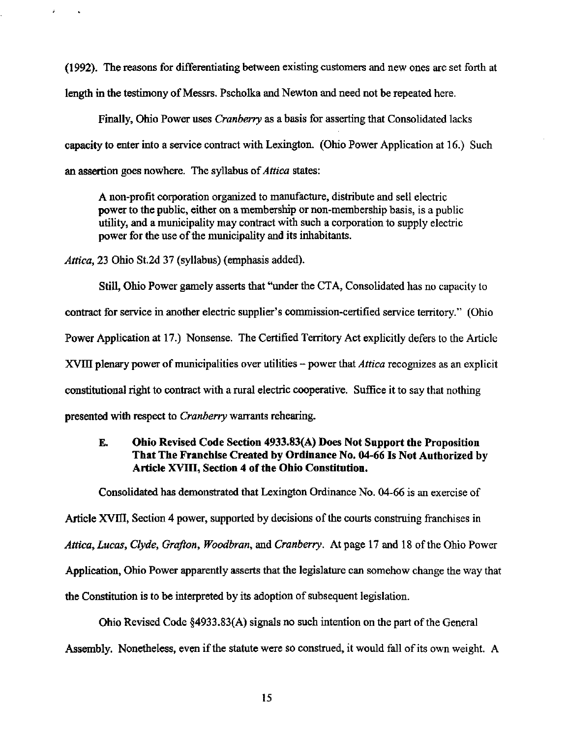(1992). The reasons for differentiating between existing customers and new ones are set forth at length in the testimony of Messrs. Pscholka and Newton and need not be repeated here.

Finally, Ohio Power uses *Cranberry* as a basis for asserting that Consolidated lacks capacity to enter into a service contract with Lexington. (Ohio Power Application at 16.) Such an assertion goes nowhere. The syllabus of *Attica* states:

> A non-profit corporation organized to manufacture, distribute and sell electric power to the public, either on a membership or non-membership basis, is a public utility, and a municipality may contract with such a corporation to supply electric power for the use of the municipality and its inhabitants.

*Attica*, 23 Ohio St.2d 37 (syllabus) (emphasis added).

Still, Ohio Power gamely asserts that "under the CTA, Consolidated has no capacity to contract for service in another electric supplier's commission-certified service territory." (Ohio Power Application at 17.) Nonsense. The Certified Territory Act explicitly defers to the Article XVIII plenary power of municipalities over utilities – power that *Attica* recognizes as an explicit constitutional right to contract with a rural electric cooperative. Suffice it to say that nothing presented with respect to *Cranberry* warrants rehearing.

### E. Ohio Revised Code Section 4933.83(A) Does Not Support the Proposition That The Franchise Created by Ordinance No. 04-66 Is Not Authorized by Article XVIII, Section 4 of the Ohio Constitution.

Consolidated has demonstrated that Lexington Ordinance No. 04-66 is an exercise of Article XVIII, Section 4 power, supported by decisions of the courts construing franchises in *Attica*, *Lucas*, *Clyde*, *Grafton*, *Woodbran*, and *Cranberry*. At page 17 and 18 of the Ohio Power Application, Ohio Power apparently asserts that the legislature can somehow change the way that the Constitution is to be interpreted by its adoption of subsequent legislation.

Ohio Revised Code §4933.83(A) signals no such intention on the part of the General Assembly. Nonetheless, even if the statute were so construed, it would fall of its own weight. A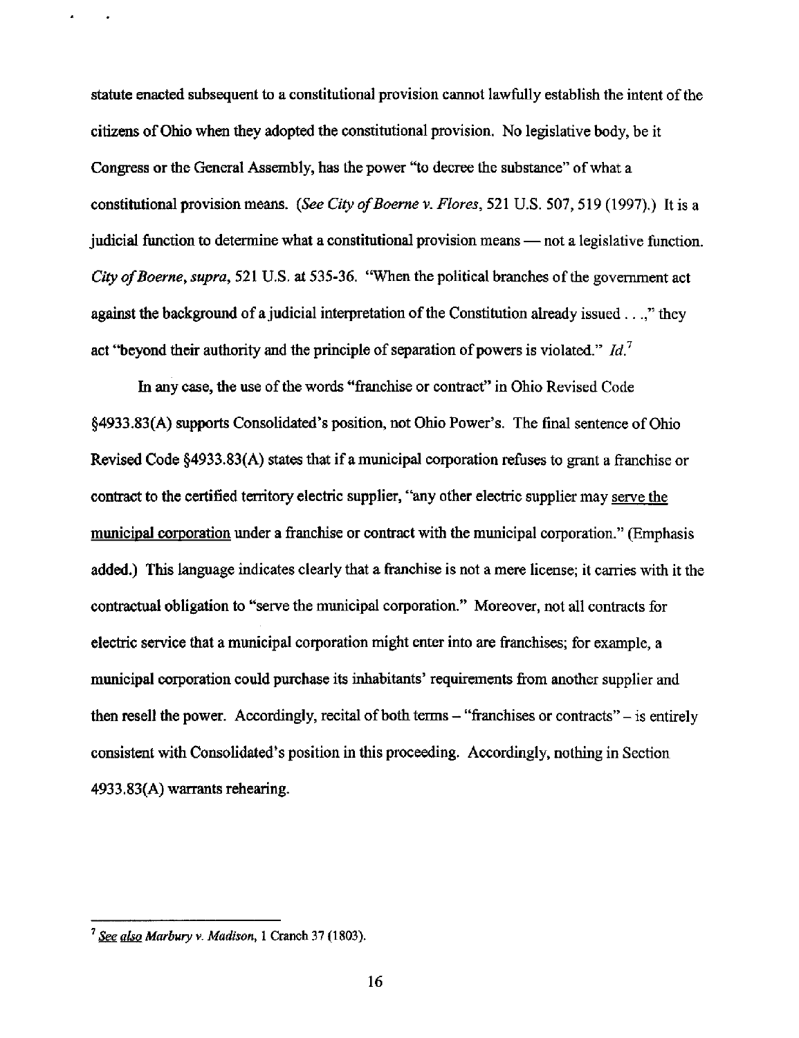statute enacted subsequent to a constitutional provision cannot lawfully establish the intent of the citizens of Ohio when they adopted the constitutional provision. No legislative body, be it Congress or the General Assembly, has the power "to decree the substance" of what a constitutional provision means. (*See City of Boerne v. Flores*, 521 U.S. 507, 519 (1997).) It is a judicial function to determine what a constitutional provision means — not a legislative function. *City of Boerne*, *supra*, 521 U.S. at 535-36. "When the political branches of the government act against the background of a judicial interpretation of the Constitution already issued . . .," they act "beyond their authority and the principle of separation of powers is violated." *Id.*[7]

In any case, the use of the words "franchise or contract" in Ohio Revised Code §4933.83(A) supports Consolidated's position, not Ohio Power's. The final sentence of Ohio Revised Code §4933.83(A) states that if a municipal corporation refuses to grant a franchise or contract to the certified territory electric supplier, "any other electric supplier may <u>serve the municipal corporation</u> under a franchise or contract with the municipal corporation." (Emphasis added.) This language indicates clearly that a franchise is not a mere license; it carries with it the contractual obligation to "serve the municipal corporation." Moreover, not all contracts for electric service that a municipal corporation might enter into are franchises; for example, a municipal corporation could purchase its inhabitants' requirements from another supplier and then resell the power. Accordingly, recital of both terms – "franchises or contracts" – is entirely consistent with Consolidated's position in this proceeding. Accordingly, nothing in Section 4933.83(A) warrants rehearing.

---

[7] *See also Marbury v. Madison*, 1 Cranch 37 (1803).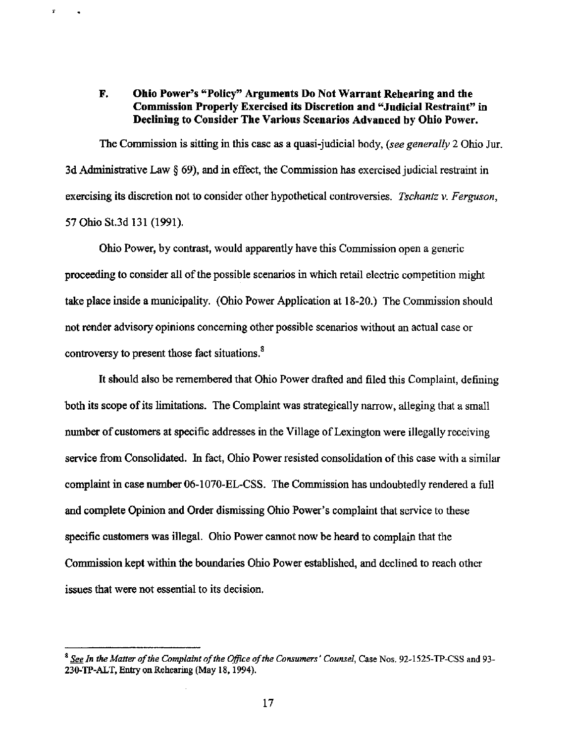### F. Ohio Power's "Policy" Arguments Do Not Warrant Rehearing and the Commission Properly Exercised its Discretion and "Judicial Restraint" in Declining to Consider The Various Scenarios Advanced by Ohio Power.

The Commission is sitting in this case as a quasi-judicial body, (*see generally* 2 Ohio Jur. 3d Administrative Law § 69), and in effect, the Commission has exercised judicial restraint in exercising its discretion not to consider other hypothetical controversies. *Tschantz v. Ferguson*, 57 Ohio St.3d 131 (1991).

Ohio Power, by contrast, would apparently have this Commission open a generic proceeding to consider all of the possible scenarios in which retail electric competition might take place inside a municipality. (Ohio Power Application at 18-20.) The Commission should not render advisory opinions concerning other possible scenarios without an actual case or controversy to present those fact situations.[8]

It should also be remembered that Ohio Power drafted and filed this Complaint, defining both its scope of its limitations. The Complaint was strategically narrow, alleging that a small number of customers at specific addresses in the Village of Lexington were illegally receiving service from Consolidated. In fact, Ohio Power resisted consolidation of this case with a similar complaint in case number 06-1070-EL-CSS. The Commission has undoubtedly rendered a full and complete Opinion and Order dismissing Ohio Power's complaint that service to these specific customers was illegal. Ohio Power cannot now be heard to complain that the Commission kept within the boundaries Ohio Power established, and declined to reach other issues that were not essential to its decision.

---

[8] *See In the Matter of the Complaint of the Office of the Consumers' Counsel*, Case Nos. 92-1525-TP-CSS and 93-230-TP-ALT, Entry on Rehearing (May 18, 1994).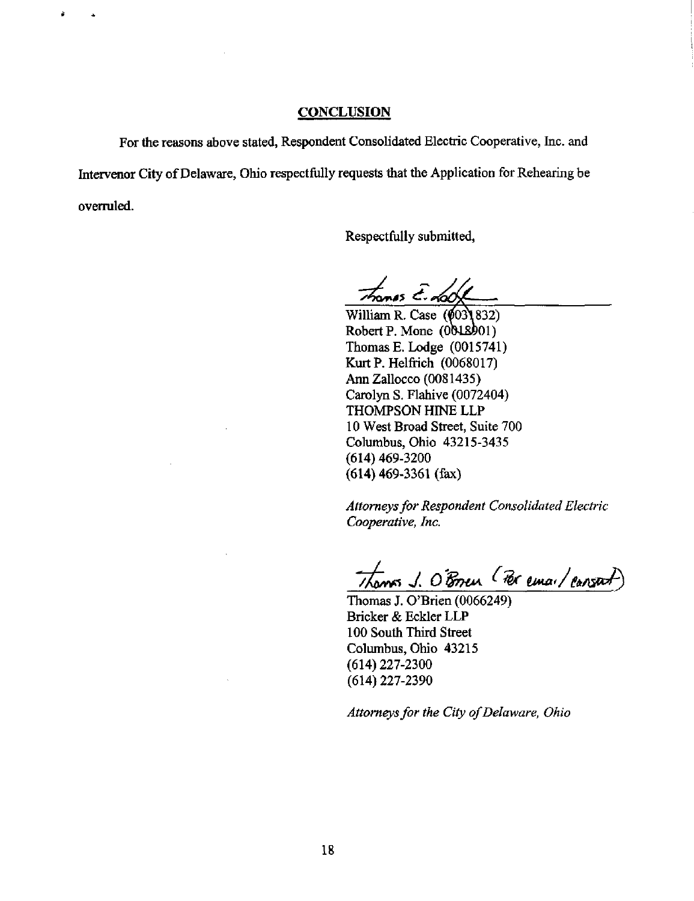## CONCLUSION

For the reasons above stated, Respondent Consolidated Electric Cooperative, Inc. and Intervenor City of Delaware, Ohio respectfully requests that the Application for Rehearing be overruled.

Respectfully submitted,

Thomas E. Lodge

William R. Case (0031832)
Robert P. Mone (0018901)
Thomas E. Lodge (0015741)
Kurt P. Helfrich (0068017)
Ann Zallocco (0081435)
Carolyn S. Flahive (0072404)
THOMPSON HINE LLP
10 West Broad Street, Suite 700
Columbus, Ohio 43215-3435
(614) 469-3200
(614) 469-3361 (fax)

*Attorneys for Respondent Consolidated Electric Cooperative, Inc.*

Thomas J. O'Brien (per email/consent)

Thomas J. O'Brien (0066249)
Bricker & Eckler LLP
100 South Third Street
Columbus, Ohio 43215
(614) 227-2300
(614) 227-2390

*Attorneys for the City of Delaware, Ohio*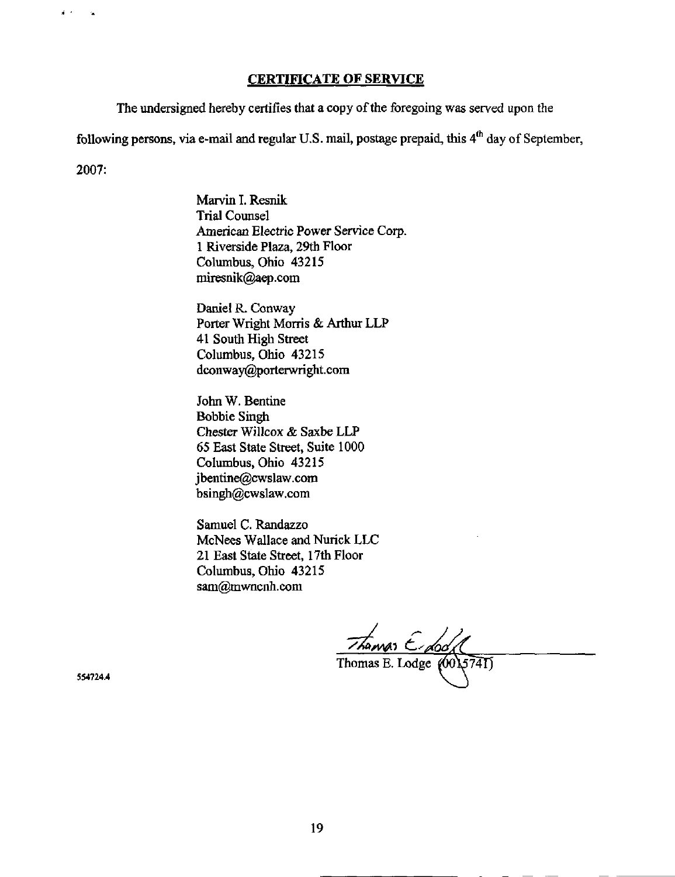## CERTIFICATE OF SERVICE

The undersigned hereby certifies that a copy of the foregoing was served upon the following persons, via e-mail and regular U.S. mail, postage prepaid, this 4th day of September, 2007:

Marvin I. Resnik
Trial Counsel
American Electric Power Service Corp.
1 Riverside Plaza, 29th Floor
Columbus, Ohio 43215
miresnik@aep.com

Daniel R. Conway
Porter Wright Morris & Arthur LLP
41 South High Street
Columbus, Ohio 43215
dconway@porterwright.com

John W. Bentine
Bobbie Singh
Chester Willcox & Saxbe LLP
65 East State Street, Suite 1000
Columbus, Ohio 43215
jbentine@cwslaw.com
bsingh@cwslaw.com

Samuel C. Randazzo
McNees Wallace and Nurick LLC
21 East State Street, 17th Floor
Columbus, Ohio 43215
sam@mwncnh.com

Thomas E. Lodge (0015741)

554724.4